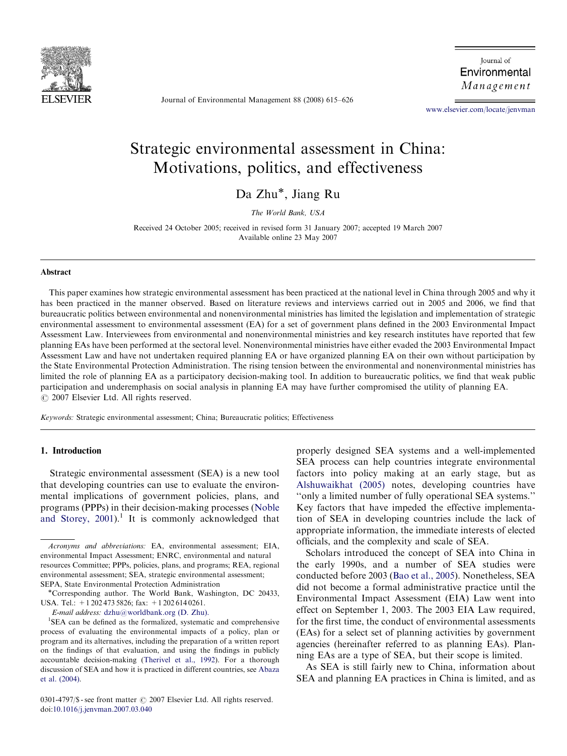# Strategic environmental assessment in China: Motivations, politics, and effectiveness

Da Zhu*, Jiang Ru

*The World Bank, USA*

Received 24 October 2005; received in revised form 31 January 2007; accepted 19 March 2007
Available online 23 May 2007

## Abstract

This paper examines how strategic environmental assessment has been practiced at the national level in China through 2005 and why it has been practiced in the manner observed. Based on literature reviews and interviews carried out in 2005 and 2006, we find that bureaucratic politics between environmental and nonenvironmental ministries has limited the legislation and implementation of strategic environmental assessment to environmental assessment (EA) for a set of government plans defined in the 2003 Environmental Impact Assessment Law. Interviewees from environmental and nonenvironmental ministries and key research institutes have reported that few planning EAs have been performed at the sectoral level. Nonenvironmental ministries have either evaded the 2003 Environmental Impact Assessment Law and have not undertaken required planning EA or have organized planning EA on their own without participation by the State Environmental Protection Administration. The rising tension between the environmental and nonenvironmental ministries has limited the role of planning EA as a participatory decision-making tool. In addition to bureaucratic politics, we find that weak public participation and underemphasis on social analysis in planning EA may have further compromised the utility of planning EA.

© 2007 Elsevier Ltd. All rights reserved.

*Keywords:* Strategic environmental assessment; China; Bureaucratic politics; Effectiveness

## 1. Introduction

Strategic environmental assessment (SEA) is a new tool that developing countries can use to evaluate the environmental implications of government policies, plans, and programs (PPPs) in their decision-making processes (Noble and Storey, 2001).[1] It is commonly acknowledged that properly designed SEA systems and a well-implemented SEA process can help countries integrate environmental factors into policy making at an early stage, but as Alshuwaikhat (2005) notes, developing countries have "only a limited number of fully operational SEA systems." Key factors that have impeded the effective implementation of SEA in developing countries include the lack of appropriate information, the immediate interests of elected officials, and the complexity and scale of SEA.

Scholars introduced the concept of SEA into China in the early 1990s, and a number of SEA studies were conducted before 2003 (Bao et al., 2005). Nonetheless, SEA did not become a formal administrative practice until the Environmental Impact Assessment (EIA) Law went into effect on September 1, 2003. The 2003 EIA Law required, for the first time, the conduct of environmental assessments (EAs) for a select set of planning activities by government agencies (hereinafter referred to as planning EAs). Planning EAs are a type of SEA, but their scope is limited.

As SEA is still fairly new to China, information about SEA and planning EA practices in China is limited, and as

---

*Acronyms and abbreviations:* EA, environmental assessment; EIA, environmental Impact Assessment; ENRC, environmental and natural resources Committee; PPPs, policies, plans, and programs; REA, regional environmental assessment; SEA, strategic environmental assessment; SEPA, State Environmental Protection Administration

*Corresponding author. The World Bank, Washington, DC 20433, USA. Tel.: +1 202 473 5826; fax: +1 202 614 0261.

*E-mail address:* dzhu@worldbank.org (D. Zhu).

[1] SEA can be defined as the formalized, systematic and comprehensive process of evaluating the environmental impacts of a policy, plan or program and its alternatives, including the preparation of a written report on the findings of that evaluation, and using the findings in publicly accountable decision-making (Therivel et al., 1992). For a thorough discussion of SEA and how it is practiced in different countries, see Abaza et al. (2004).

0301-4797/$ - see front matter © 2007 Elsevier Ltd. All rights reserved.
doi:10.1016/j.jenvman.2007.03.040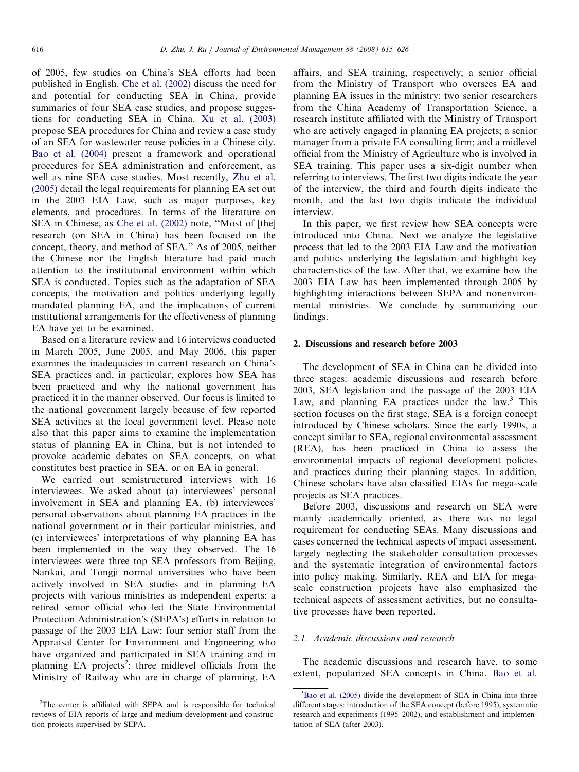of 2005, few studies on China's SEA efforts had been published in English. Che et al. (2002) discuss the need for and potential for conducting SEA in China, provide summaries of four SEA case studies, and propose suggestions for conducting SEA in China. Xu et al. (2003) propose SEA procedures for China and review a case study of an SEA for wastewater reuse policies in a Chinese city. Bao et al. (2004) present a framework and operational procedures for SEA administration and enforcement, as well as nine SEA case studies. Most recently, Zhu et al. (2005) detail the legal requirements for planning EA set out in the 2003 EIA Law, such as major purposes, key elements, and procedures. In terms of the literature on SEA in Chinese, as Che et al. (2002) note, "Most of [the] research (on SEA in China) has been focused on the concept, theory, and method of SEA." As of 2005, neither the Chinese nor the English literature had paid much attention to the institutional environment within which SEA is conducted. Topics such as the adaptation of SEA concepts, the motivation and politics underlying legally mandated planning EA, and the implications of current institutional arrangements for the effectiveness of planning EA have yet to be examined.

Based on a literature review and 16 interviews conducted in March 2005, June 2005, and May 2006, this paper examines the inadequacies in current research on China's SEA practices and, in particular, explores how SEA has been practiced and why the national government has practiced it in the manner observed. Our focus is limited to the national government largely because of few reported SEA activities at the local government level. Please note also that this paper aims to examine the implementation status of planning EA in China, but is not intended to provoke academic debates on SEA concepts, on what constitutes best practice in SEA, or on EA in general.

We carried out semistructured interviews with 16 interviewees. We asked about (a) interviewees' personal involvement in SEA and planning EA, (b) interviewees' personal observations about planning EA practices in the national government or in their particular ministries, and (c) interviewees' interpretations of why planning EA has been implemented in the way they observed. The 16 interviewees were three top SEA professors from Beijing, Nankai, and Tongji normal universities who have been actively involved in SEA studies and in planning EA projects with various ministries as independent experts; a retired senior official who led the State Environmental Protection Administration's (SEPA's) efforts in relation to passage of the 2003 EIA Law; four senior staff from the Appraisal Center for Environment and Engineering who have organized and participated in SEA training and in planning EA projects[2]; three midlevel officials from the Ministry of Railway who are in charge of planning, EA affairs, and SEA training, respectively; a senior official from the Ministry of Transport who oversees EA and planning EA issues in the ministry; two senior researchers from the China Academy of Transportation Science, a research institute affiliated with the Ministry of Transport who are actively engaged in planning EA projects; a senior manager from a private EA consulting firm; and a midlevel official from the Ministry of Agriculture who is involved in SEA training. This paper uses a six-digit number when referring to interviews. The first two digits indicate the year of the interview, the third and fourth digits indicate the month, and the last two digits indicate the individual interview.

In this paper, we first review how SEA concepts were introduced into China. Next we analyze the legislative process that led to the 2003 EIA Law and the motivation and politics underlying the legislation and highlight key characteristics of the law. After that, we examine how the 2003 EIA Law has been implemented through 2005 by highlighting interactions between SEPA and nonenvironmental ministries. We conclude by summarizing our findings.

## 2. Discussions and research before 2003

The development of SEA in China can be divided into three stages: academic discussions and research before 2003, SEA legislation and the passage of the 2003 EIA Law, and planning EA practices under the law.[3] This section focuses on the first stage. SEA is a foreign concept introduced by Chinese scholars. Since the early 1990s, a concept similar to SEA, regional environmental assessment (REA), has been practiced in China to assess the environmental impacts of regional development policies and practices during their planning stages. In addition, Chinese scholars have also classified EIAs for mega-scale projects as SEA practices.

Before 2003, discussions and research on SEA were mainly academically oriented, as there was no legal requirement for conducting SEAs. Many discussions and cases concerned the technical aspects of impact assessment, largely neglecting the stakeholder consultation processes and the systematic integration of environmental factors into policy making. Similarly, REA and EIA for mega-scale construction projects have also emphasized the technical aspects of assessment activities, but no consultative processes have been reported.

### 2.1. Academic discussions and research

The academic discussions and research have, to some extent, popularized SEA concepts in China. Bao et al.

---

[2] The center is affiliated with SEPA and is responsible for technical reviews of EIA reports of large and medium development and construction projects supervised by SEPA.

[3] Bao et al. (2005) divide the development of SEA in China into three different stages: introduction of the SEA concept (before 1995), systematic research and experiments (1995–2002), and establishment and implementation of SEA (after 2003).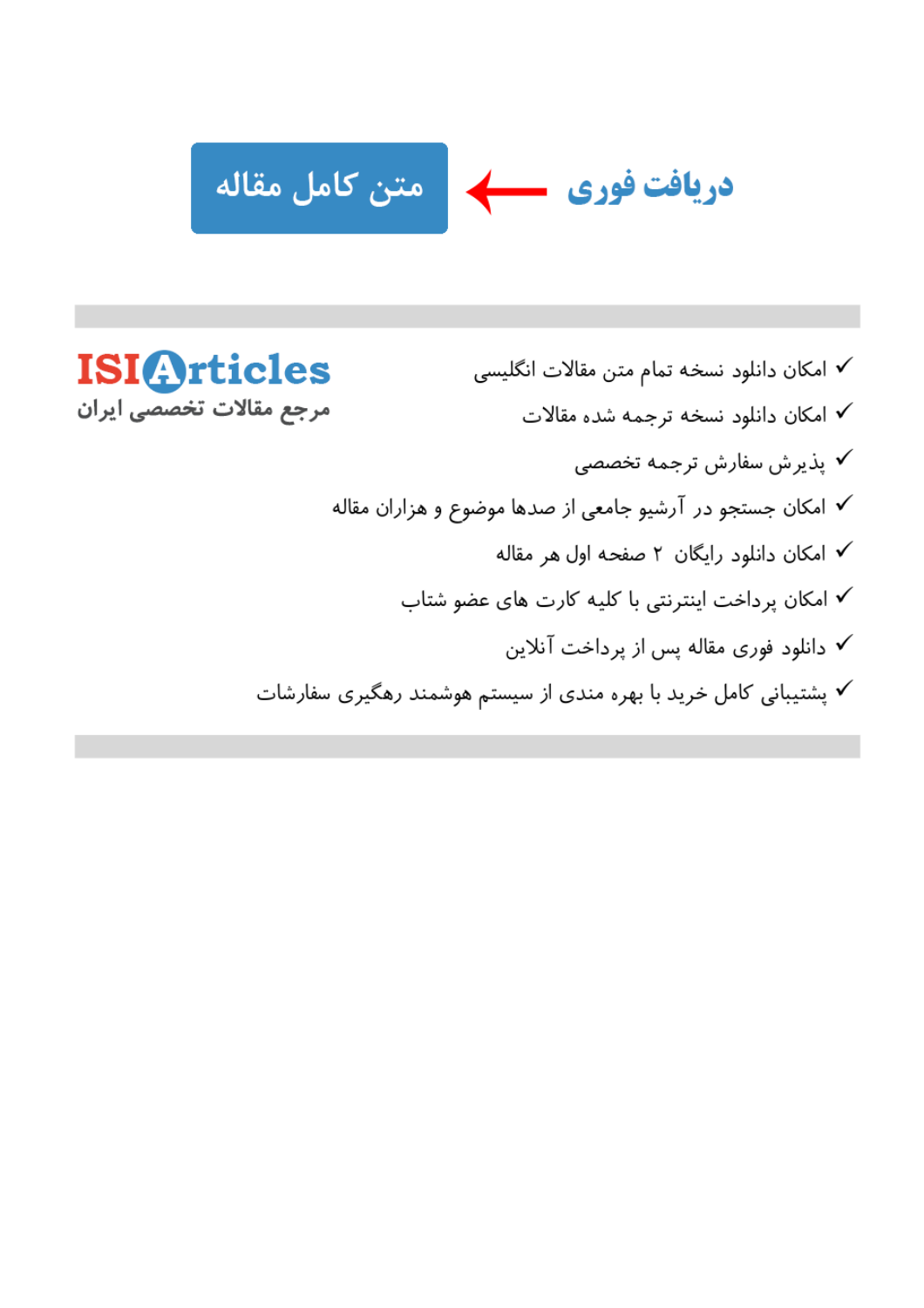دریافت فوری ← متن کامل مقاله

**ISIArticles**
مرجع مقالات تخصصی ایران

- ✓ امکان دانلود نسخه تمام متن مقالات انگلیسی
- ✓ امکان دانلود نسخه ترجمه شده مقالات
- ✓ پذیرش سفارش ترجمه تخصصی
- ✓ امکان جستجو در آرشیو جامعی از صدها موضوع و هزاران مقاله
- ✓ امکان دانلود رایگان ۲ صفحه اول هر مقاله
- ✓ امکان پرداخت اینترنتی با کلیه کارت های عضو شتاب
- ✓ دانلود فوری مقاله پس از پرداخت آنلاین
- ✓ پشتیبانی کامل خرید با بهره مندی از سیستم هوشمند رهگیری سفارشات